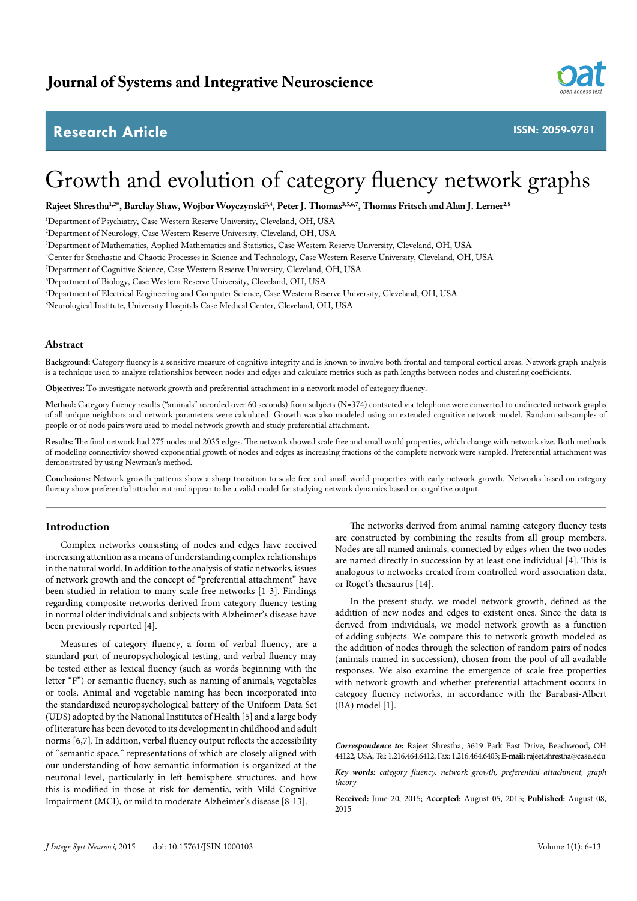# Growth and evolution of category fluency network graphs

**Rajeet Shrestha[1,2*], Barclay Shaw, Wojbor Woyczynski[3,4], Peter J. Thomas[3,5,6,7], Thomas Fritsch and Alan J. Lerner[2,8]**

[1]Department of Psychiatry, Case Western Reserve University, Cleveland, OH, USA
[2]Department of Neurology, Case Western Reserve University, Cleveland, OH, USA
[3]Department of Mathematics, Applied Mathematics and Statistics, Case Western Reserve University, Cleveland, OH, USA
[4]Center for Stochastic and Chaotic Processes in Science and Technology, Case Western Reserve University, Cleveland, OH, USA
[5]Department of Cognitive Science, Case Western Reserve University, Cleveland, OH, USA
[6]Department of Biology, Case Western Reserve University, Cleveland, OH, USA
[7]Department of Electrical Engineering and Computer Science, Case Western Reserve University, Cleveland, OH, USA
[8]Neurological Institute, University Hospitals Case Medical Center, Cleveland, OH, USA

## Abstract

**Background:** Category fluency is a sensitive measure of cognitive integrity and is known to involve both frontal and temporal cortical areas. Network graph analysis is a technique used to analyze relationships between nodes and edges and calculate metrics such as path lengths between nodes and clustering coefficients.

**Objectives:** To investigate network growth and preferential attachment in a network model of category fluency.

**Method:** Category fluency results ("animals" recorded over 60 seconds) from subjects (N=374) contacted via telephone were converted to undirected network graphs of all unique neighbors and network parameters were calculated. Growth was also modeled using an extended cognitive network model. Random subsamples of people or of node pairs were used to model network growth and study preferential attachment.

**Results:** The final network had 275 nodes and 2035 edges. The network showed scale free and small world properties, which change with network size. Both methods of modeling connectivity showed exponential growth of nodes and edges as increasing fractions of the complete network were sampled. Preferential attachment was demonstrated by using Newman's method.

**Conclusions:** Network growth patterns show a sharp transition to scale free and small world properties with early network growth. Networks based on category fluency show preferential attachment and appear to be a valid model for studying network dynamics based on cognitive output.

## Introduction

Complex networks consisting of nodes and edges have received increasing attention as a means of understanding complex relationships in the natural world. In addition to the analysis of static networks, issues of network growth and the concept of "preferential attachment" have been studied in relation to many scale free networks [1-3]. Findings regarding composite networks derived from category fluency testing in normal older individuals and subjects with Alzheimer's disease have been previously reported [4].

Measures of category fluency, a form of verbal fluency, are a standard part of neuropsychological testing, and verbal fluency may be tested either as lexical fluency (such as words beginning with the letter "F") or semantic fluency, such as naming of animals, vegetables or tools. Animal and vegetable naming has been incorporated into the standardized neuropsychological battery of the Uniform Data Set (UDS) adopted by the National Institutes of Health [5] and a large body of literature has been devoted to its development in childhood and adult norms [6,7]. In addition, verbal fluency output reflects the accessibility of "semantic space," representations of which are closely aligned with our understanding of how semantic information is organized at the neuronal level, particularly in left hemisphere structures, and how this is modified in those at risk for dementia, with Mild Cognitive Impairment (MCI), or mild to moderate Alzheimer's disease [8-13].

The networks derived from animal naming category fluency tests are constructed by combining the results from all group members. Nodes are all named animals, connected by edges when the two nodes are named directly in succession by at least one individual [4]. This is analogous to networks created from controlled word association data, or Roget's thesaurus [14].

In the present study, we model network growth, defined as the addition of new nodes and edges to existent ones. Since the data is derived from individuals, we model network growth as a function of adding subjects. We compare this to network growth modeled as the addition of nodes through the selection of random pairs of nodes (animals named in succession), chosen from the pool of all available responses. We also examine the emergence of scale free properties with network growth and whether preferential attachment occurs in category fluency networks, in accordance with the Barabasi-Albert (BA) model [1].

***Correspondence to:*** Rajeet Shrestha, 3619 Park East Drive, Beachwood, OH 44122, USA, Tel: 1.216.464.6412, Fax: 1.216.464.6403; **E-mail:** rajeet.shrestha@case.edu

***Key words:*** *category fluency, network growth, preferential attachment, graph theory*

**Received:** June 20, 2015; **Accepted:** August 05, 2015; **Published:** August 08, 2015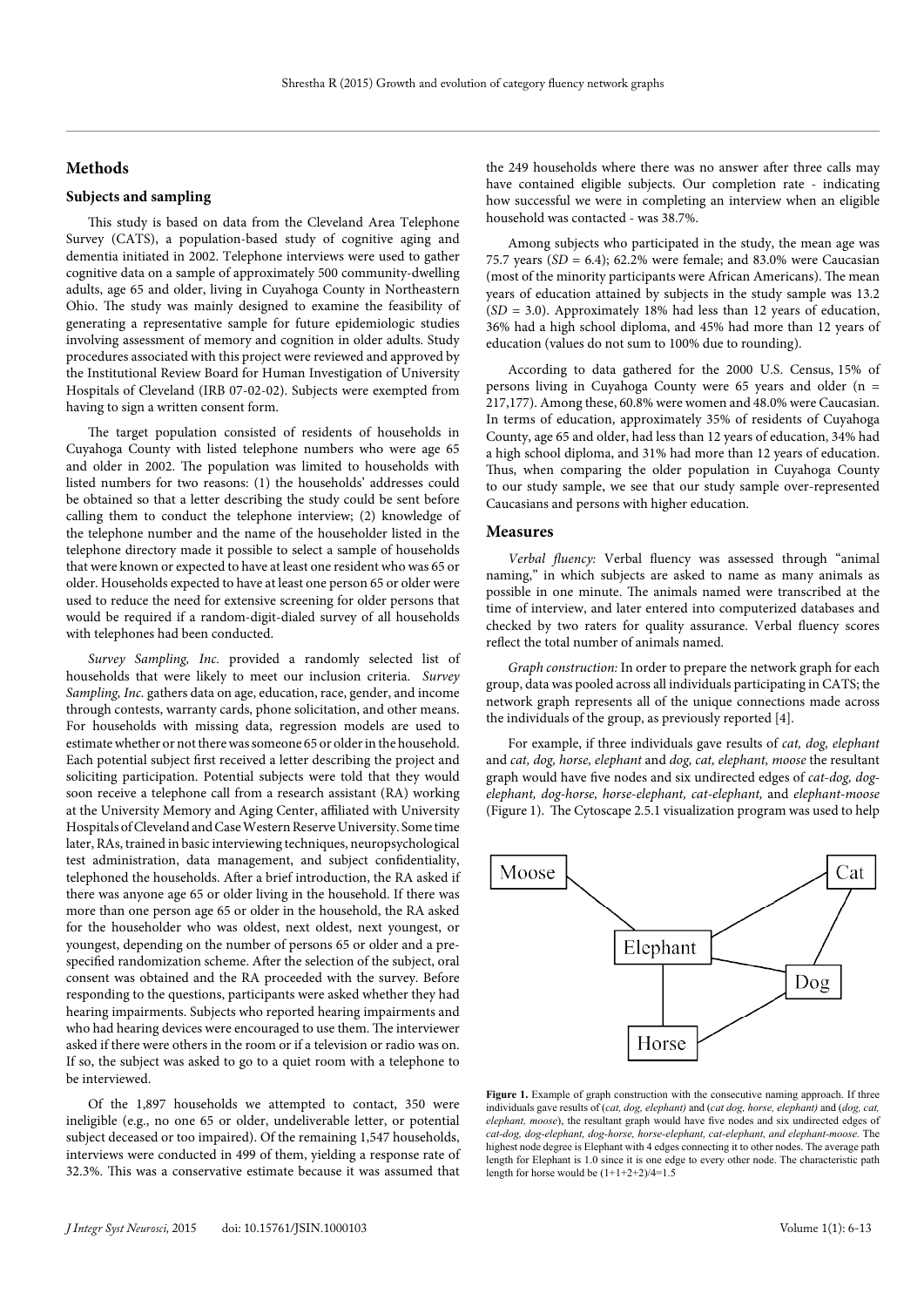## Methods

### Subjects and sampling

This study is based on data from the Cleveland Area Telephone Survey (CATS), a population-based study of cognitive aging and dementia initiated in 2002. Telephone interviews were used to gather cognitive data on a sample of approximately 500 community-dwelling adults, age 65 and older, living in Cuyahoga County in Northeastern Ohio. The study was mainly designed to examine the feasibility of generating a representative sample for future epidemiologic studies involving assessment of memory and cognition in older adults. Study procedures associated with this project were reviewed and approved by the Institutional Review Board for Human Investigation of University Hospitals of Cleveland (IRB 07-02-02). Subjects were exempted from having to sign a written consent form.

The target population consisted of residents of households in Cuyahoga County with listed telephone numbers who were age 65 and older in 2002. The population was limited to households with listed numbers for two reasons: (1) the households' addresses could be obtained so that a letter describing the study could be sent before calling them to conduct the telephone interview; (2) knowledge of the telephone number and the name of the householder listed in the telephone directory made it possible to select a sample of households that were known or expected to have at least one resident who was 65 or older. Households expected to have at least one person 65 or older were used to reduce the need for extensive screening for older persons that would be required if a random-digit-dialed survey of all households with telephones had been conducted.

*Survey Sampling, Inc.* provided a randomly selected list of households that were likely to meet our inclusion criteria. *Survey Sampling, Inc.* gathers data on age, education, race, gender, and income through contests, warranty cards, phone solicitation, and other means. For households with missing data, regression models are used to estimate whether or not there was someone 65 or older in the household. Each potential subject first received a letter describing the project and soliciting participation. Potential subjects were told that they would soon receive a telephone call from a research assistant (RA) working at the University Memory and Aging Center, affiliated with University Hospitals of Cleveland and Case Western Reserve University. Some time later, RAs, trained in basic interviewing techniques, neuropsychological test administration, data management, and subject confidentiality, telephoned the households. After a brief introduction, the RA asked if there was anyone age 65 or older living in the household. If there was more than one person age 65 or older in the household, the RA asked for the householder who was oldest, next oldest, next youngest, or youngest, depending on the number of persons 65 or older and a pre-specified randomization scheme. After the selection of the subject, oral consent was obtained and the RA proceeded with the survey. Before responding to the questions, participants were asked whether they had hearing impairments. Subjects who reported hearing impairments and who had hearing devices were encouraged to use them. The interviewer asked if there were others in the room or if a television or radio was on. If so, the subject was asked to go to a quiet room with a telephone to be interviewed.

Of the 1,897 households we attempted to contact, 350 were ineligible (e.g., no one 65 or older, undeliverable letter, or potential subject deceased or too impaired). Of the remaining 1,547 households, interviews were conducted in 499 of them, yielding a response rate of 32.3%. This was a conservative estimate because it was assumed that the 249 households where there was no answer after three calls may have contained eligible subjects. Our completion rate - indicating how successful we were in completing an interview when an eligible household was contacted - was 38.7%.

Among subjects who participated in the study, the mean age was 75.7 years ($SD = 6.4$); 62.2% were female; and 83.0% were Caucasian (most of the minority participants were African Americans). The mean years of education attained by subjects in the study sample was 13.2 ($SD = 3.0$). Approximately 18% had less than 12 years of education, 36% had a high school diploma, and 45% had more than 12 years of education (values do not sum to 100% due to rounding).

According to data gathered for the 2000 U.S. Census, 15% of persons living in Cuyahoga County were 65 years and older (n = 217,177). Among these, 60.8% were women and 48.0% were Caucasian. In terms of education, approximately 35% of residents of Cuyahoga County, age 65 and older, had less than 12 years of education, 34% had a high school diploma, and 31% had more than 12 years of education. Thus, when comparing the older population in Cuyahoga County to our study sample, we see that our study sample over-represented Caucasians and persons with higher education.

### Measures

*Verbal fluency:* Verbal fluency was assessed through "animal naming," in which subjects are asked to name as many animals as possible in one minute. The animals named were transcribed at the time of interview, and later entered into computerized databases and checked by two raters for quality assurance. Verbal fluency scores reflect the total number of animals named.

*Graph construction:* In order to prepare the network graph for each group, data was pooled across all individuals participating in CATS; the network graph represents all of the unique connections made across the individuals of the group, as previously reported [4].

For example, if three individuals gave results of *cat, dog, elephant* and *cat, dog, horse, elephant* and *dog, cat, elephant, moose* the resultant graph would have five nodes and six undirected edges of *cat-dog, dog-elephant, dog-horse, horse-elephant, cat-elephant,* and *elephant-moose* (Figure 1). The Cytoscape 2.5.1 visualization program was used to help

**Figure 1.** Example of graph construction with the consecutive naming approach. If three individuals gave results of (*cat, dog, elephant)* and (*cat dog, horse, elephant)* and (*dog, cat, elephant, moose*), the resultant graph would have five nodes and six undirected edges of *cat-dog, dog-elephant, dog-horse, horse-elephant, cat-elephant, and elephant-moose.* The highest node degree is Elephant with 4 edges connecting it to other nodes. The average path length for Elephant is 1.0 since it is one edge to every other node. The characteristic path length for horse would be (1+1+2+2)/4=1.5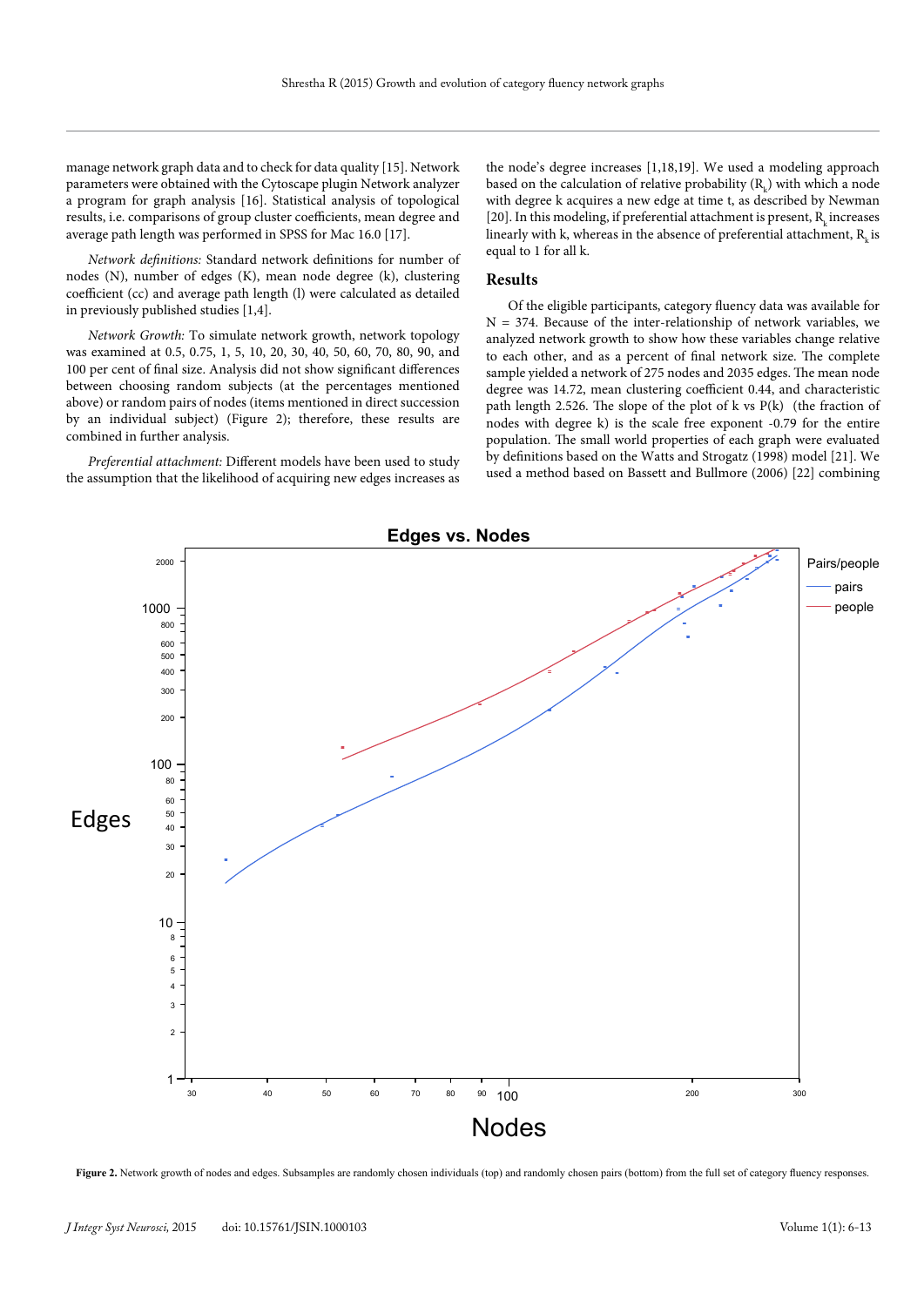manage network graph data and to check for data quality [15]. Network parameters were obtained with the Cytoscape plugin Network analyzer a program for graph analysis [16]. Statistical analysis of topological results, i.e. comparisons of group cluster coefficients, mean degree and average path length was performed in SPSS for Mac 16.0 [17].

*Network definitions:* Standard network definitions for number of nodes (N), number of edges (K), mean node degree (k), clustering coefficient (cc) and average path length (l) were calculated as detailed in previously published studies [1,4].

*Network Growth:* To simulate network growth, network topology was examined at 0.5, 0.75, 1, 5, 10, 20, 30, 40, 50, 60, 70, 80, 90, and 100 per cent of final size. Analysis did not show significant differences between choosing random subjects (at the percentages mentioned above) or random pairs of nodes (items mentioned in direct succession by an individual subject) (Figure 2); therefore, these results are combined in further analysis.

*Preferential attachment:* Different models have been used to study the assumption that the likelihood of acquiring new edges increases as the node's degree increases [1,18,19]. We used a modeling approach based on the calculation of relative probability ($R_k$) with which a node with degree k acquires a new edge at time t, as described by Newman [20]. In this modeling, if preferential attachment is present, $R_k$ increases linearly with k, whereas in the absence of preferential attachment, $R_k$ is equal to 1 for all k.

## Results

Of the eligible participants, category fluency data was available for N = 374. Because of the inter-relationship of network variables, we analyzed network growth to show how these variables change relative to each other, and as a percent of final network size. The complete sample yielded a network of 275 nodes and 2035 edges. The mean node degree was 14.72, mean clustering coefficient 0.44, and characteristic path length 2.526. The slope of the plot of k vs P(k) (the fraction of nodes with degree k) is the scale free exponent -0.79 for the entire population. The small world properties of each graph were evaluated by definitions based on the Watts and Strogatz (1998) model [21]. We used a method based on Bassett and Bullmore (2006) [22] combining

**Figure 2.** Network growth of nodes and edges. Subsamples are randomly chosen individuals (top) and randomly chosen pairs (bottom) from the full set of category fluency responses.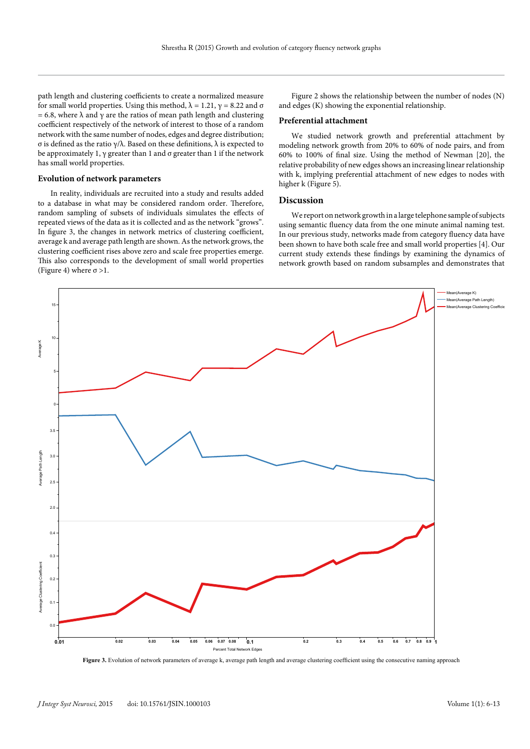path length and clustering coefficients to create a normalized measure for small world properties. Using this method, $\lambda = 1.21$, $\gamma = 8.22$ and $\sigma = 6.8$, where $\lambda$ and $\gamma$ are the ratios of mean path length and clustering coefficient respectively of the network of interest to those of a random network with the same number of nodes, edges and degree distribution; $\sigma$ is defined as the ratio $\gamma/\lambda$. Based on these definitions, $\lambda$ is expected to be approximately 1, $\gamma$ greater than 1 and $\sigma$ greater than 1 if the network has small world properties.

### Evolution of network parameters

In reality, individuals are recruited into a study and results added to a database in what may be considered random order. Therefore, random sampling of subsets of individuals simulates the effects of repeated views of the data as it is collected and as the network "grows". In figure 3, the changes in network metrics of clustering coefficient, average k and average path length are shown. As the network grows, the clustering coefficient rises above zero and scale free properties emerge. This also corresponds to the development of small world properties (Figure 4) where $\sigma > 1$.

Figure 2 shows the relationship between the number of nodes (N) and edges (K) showing the exponential relationship.

### Preferential attachment

We studied network growth and preferential attachment by modeling network growth from 20% to 60% of node pairs, and from 60% to 100% of final size. Using the method of Newman [20], the relative probability of new edges shows an increasing linear relationship with k, implying preferential attachment of new edges to nodes with higher k (Figure 5).

## Discussion

We report on network growth in a large telephone sample of subjects using semantic fluency data from the one minute animal naming test. In our previous study, networks made from category fluency data have been shown to have both scale free and small world properties [4]. Our current study extends these findings by examining the dynamics of network growth based on random subsamples and demonstrates that

**Figure 3.** Evolution of network parameters of average k, average path length and average clustering coefficient using the consecutive naming approach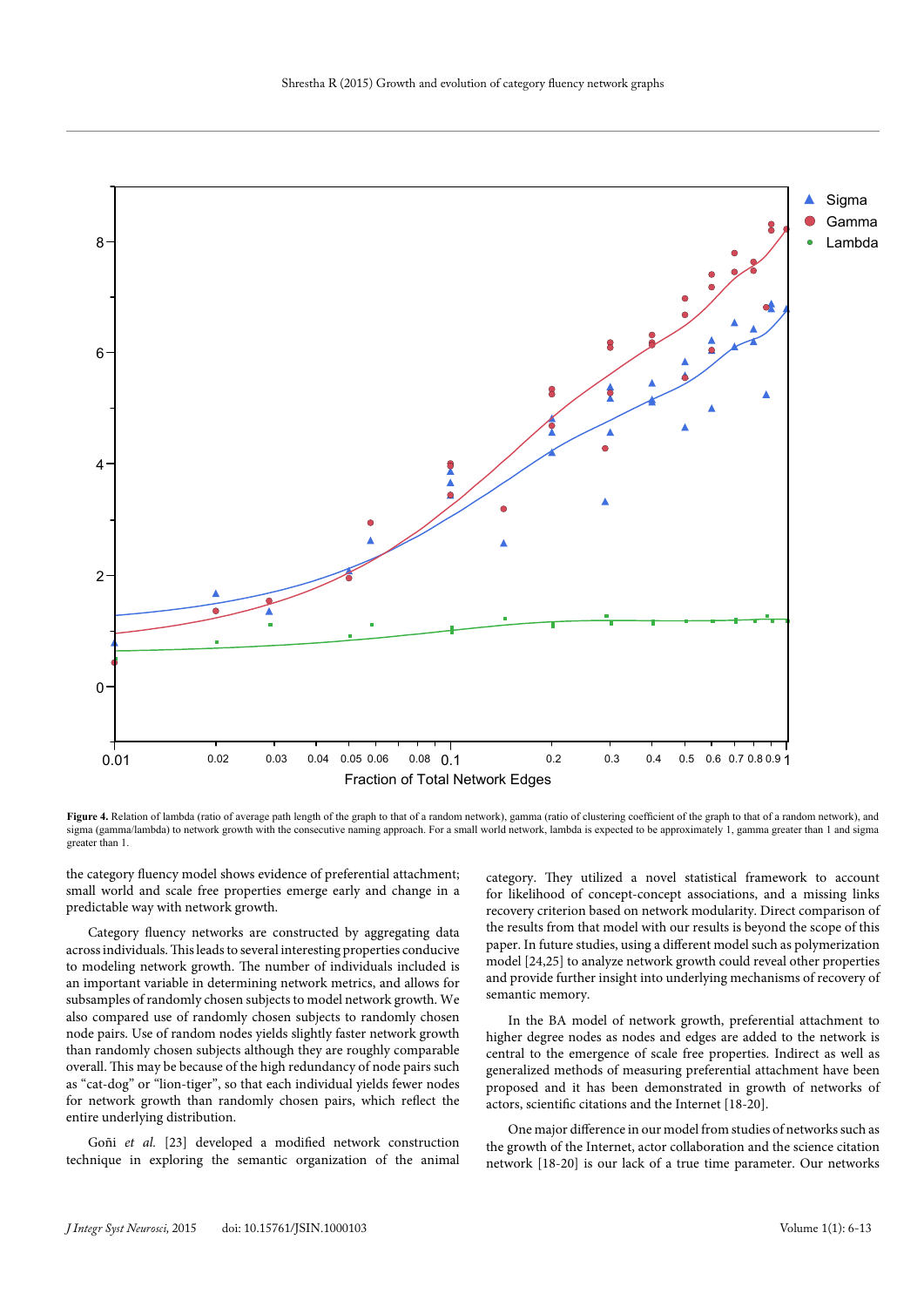**Figure 4.** Relation of lambda (ratio of average path length of the graph to that of a random network), gamma (ratio of clustering coefficient of the graph to that of a random network), and sigma (gamma/lambda) to network growth with the consecutive naming approach. For a small world network, lambda is expected to be approximately 1, gamma greater than 1 and sigma greater than 1.

the category fluency model shows evidence of preferential attachment; small world and scale free properties emerge early and change in a predictable way with network growth.

Category fluency networks are constructed by aggregating data across individuals. This leads to several interesting properties conducive to modeling network growth. The number of individuals included is an important variable in determining network metrics, and allows for subsamples of randomly chosen subjects to model network growth. We also compared use of randomly chosen subjects to randomly chosen node pairs. Use of random nodes yields slightly faster network growth than randomly chosen subjects although they are roughly comparable overall. This may be because of the high redundancy of node pairs such as "cat-dog" or "lion-tiger", so that each individual yields fewer nodes for network growth than randomly chosen pairs, which reflect the entire underlying distribution.

Goñi *et al.* [23] developed a modified network construction technique in exploring the semantic organization of the animal category. They utilized a novel statistical framework to account for likelihood of concept-concept associations, and a missing links recovery criterion based on network modularity. Direct comparison of the results from that model with our results is beyond the scope of this paper. In future studies, using a different model such as polymerization model [24,25] to analyze network growth could reveal other properties and provide further insight into underlying mechanisms of recovery of semantic memory.

In the BA model of network growth, preferential attachment to higher degree nodes as nodes and edges are added to the network is central to the emergence of scale free properties. Indirect as well as generalized methods of measuring preferential attachment have been proposed and it has been demonstrated in growth of networks of actors, scientific citations and the Internet [18-20].

One major difference in our model from studies of networks such as the growth of the Internet, actor collaboration and the science citation network [18-20] is our lack of a true time parameter. Our networks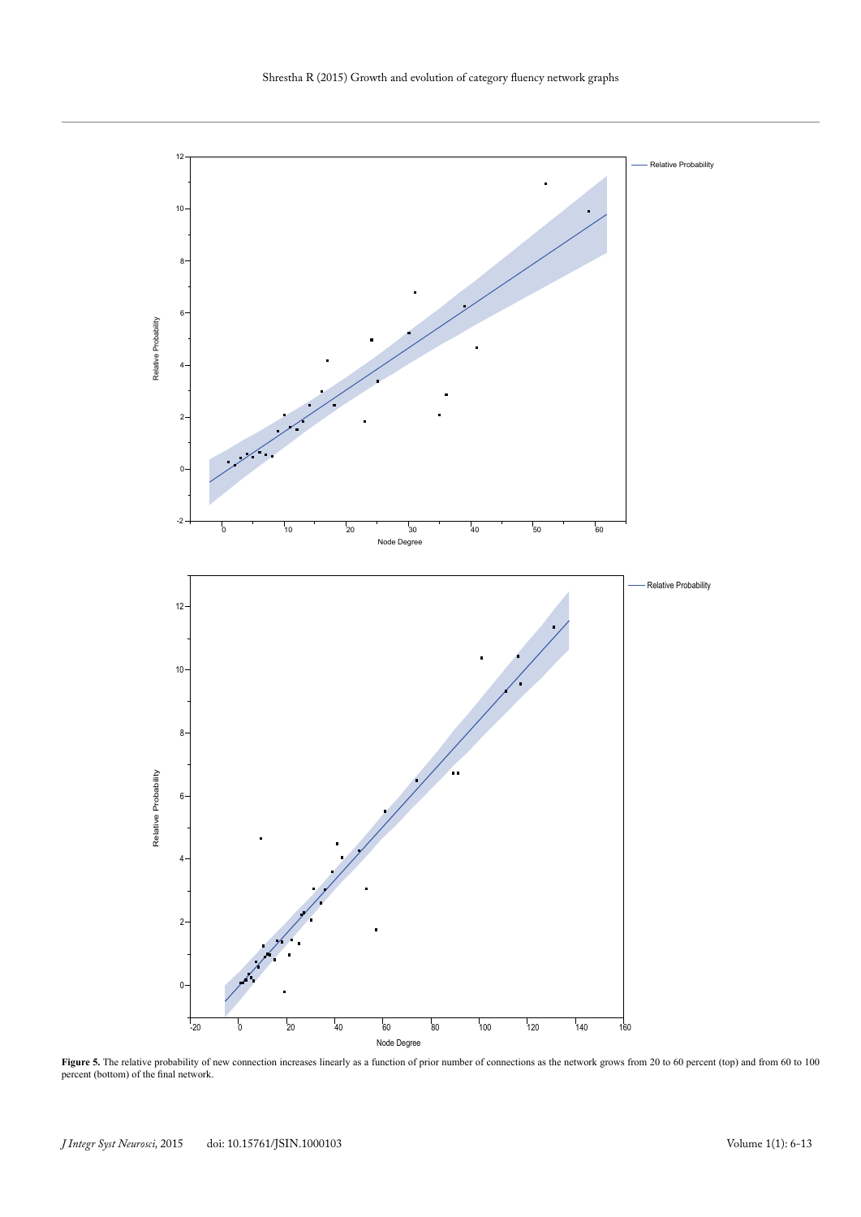**Figure 5.** The relative probability of new connection increases linearly as a function of prior number of connections as the network grows from 20 to 60 percent (top) and from 60 to 100 percent (bottom) of the final network.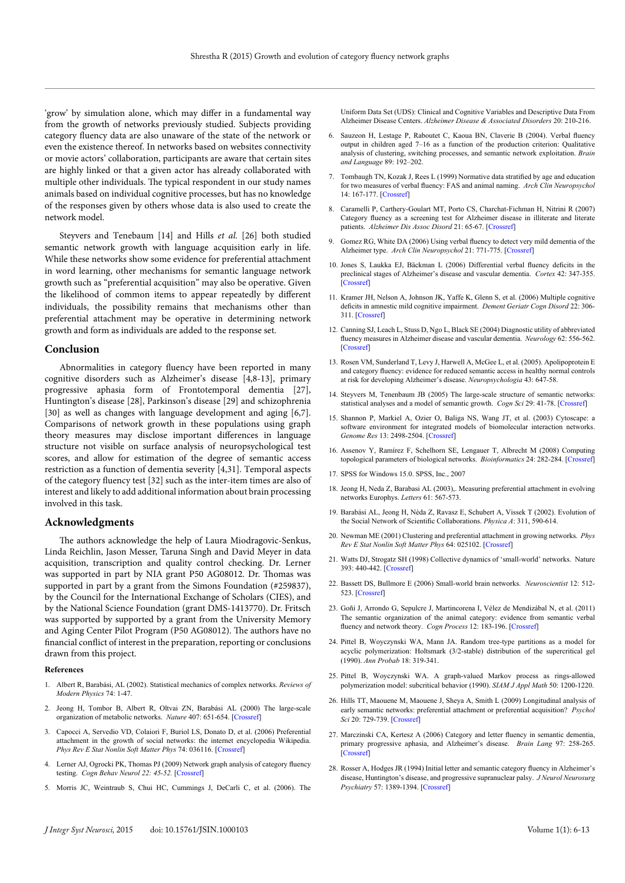'grow' by simulation alone, which may differ in a fundamental way from the growth of networks previously studied. Subjects providing category fluency data are also unaware of the state of the network or even the existence thereof. In networks based on websites connectivity or movie actors' collaboration, participants are aware that certain sites are highly linked or that a given actor has already collaborated with multiple other individuals. The typical respondent in our study names animals based on individual cognitive processes, but has no knowledge of the responses given by others whose data is also used to create the network model.

Steyvers and Tenebaum [14] and Hills *et al.* [26] both studied semantic network growth with language acquisition early in life. While these networks show some evidence for preferential attachment in word learning, other mechanisms for semantic language network growth such as "preferential acquisition" may also be operative. Given the likelihood of common items to appear repeatedly by different individuals, the possibility remains that mechanisms other than preferential attachment may be operative in determining network growth and form as individuals are added to the response set.

## Conclusion

Abnormalities in category fluency have been reported in many cognitive disorders such as Alzheimer's disease [4,8-13], primary progressive aphasia form of Frontotemporal dementia [27], Huntington's disease [28], Parkinson's disease [29] and schizophrenia [30] as well as changes with language development and aging [6,7]. Comparisons of network growth in these populations using graph theory measures may disclose important differences in language structure not visible on surface analysis of neuropsychological test scores, and allow for estimation of the degree of semantic access restriction as a function of dementia severity [4,31]. Temporal aspects of the category fluency test [32] such as the inter-item times are also of interest and likely to add additional information about brain processing involved in this task.

## Acknowledgments

The authors acknowledge the help of Laura Miodragovic-Senkus, Linda Reichlin, Jason Messer, Taruna Singh and David Meyer in data acquisition, transcription and quality control checking. Dr. Lerner was supported in part by NIA grant P50 AG08012. Dr. Thomas was supported in part by a grant from the Simons Foundation (#259837), by the Council for the International Exchange of Scholars (CIES), and by the National Science Foundation (grant DMS-1413770). Dr. Fritsch was supported by supported by a grant from the University Memory and Aging Center Pilot Program (P50 AG08012). The authors have no financial conflict of interest in the preparation, reporting or conclusions drawn from this project.

### References

1. Albert R, Barabási, AL (2002). Statistical mechanics of complex networks. *Reviews of Modern Physics* 74: 1-47.
2. Jeong H, Tombor B, Albert R, Oltvai ZN, Barabási AL (2000) The large-scale organization of metabolic networks. *Nature* 407: 651-654. [Crossref]
3. Capocci A, Servedio VD, Colaiori F, Buriol LS, Donato D, et al. (2006) Preferential attachment in the growth of social networks: the internet encyclopedia Wikipedia. *Phys Rev E Stat Nonlin Soft Matter Phys* 74: 036116. [Crossref]
4. Lerner AJ, Ogrocki PK, Thomas PJ (2009) Network graph analysis of category fluency testing. *Cogn Behav Neurol 22: 45-52.* [Crossref]
5. Morris JC, Weintraub S, Chui HC, Cummings J, DeCarli C, et al. (2006). The Uniform Data Set (UDS): Clinical and Cognitive Variables and Descriptive Data From Alzheimer Disease Centers. *Alzheimer Disease & Associated Disorders* 20: 210-216.
6. Sauzeon H, Lestage P, Raboutet C, Kaoua BN, Claverie B (2004). Verbal fluency output in children aged 7–16 as a function of the production criterion: Qualitative analysis of clustering, switching processes, and semantic network exploitation. *Brain and Language* 89: 192–202.
7. Tombaugh TN, Kozak J, Rees L (1999) Normative data stratified by age and education for two measures of verbal fluency: FAS and animal naming. *Arch Clin Neuropsychol* 14: 167-177. [Crossref]
8. Caramelli P, Carthery-Goulart MT, Porto CS, Charchat-Fichman H, Nitrini R (2007) Category fluency as a screening test for Alzheimer disease in illiterate and literate patients. *Alzheimer Dis Assoc Disord* 21: 65-67. [Crossref]
9. Gomez RG, White DA (2006) Using verbal fluency to detect very mild dementia of the Alzheimer type. *Arch Clin Neuropsychol* 21: 771-775. [Crossref]
10. Jones S, Laukka EJ, Bäckman L (2006) Differential verbal fluency deficits in the preclinical stages of Alzheimer's disease and vascular dementia. *Cortex* 42: 347-355. [Crossref]
11. Kramer JH, Nelson A, Johnson JK, Yaffe K, Glenn S, et al. (2006) Multiple cognitive deficits in amnestic mild cognitive impairment. *Dement Geriatr Cogn Disord* 22: 306-311. [Crossref]
12. Canning SJ, Leach L, Stuss D, Ngo L, Black SE (2004) Diagnostic utility of abbreviated fluency measures in Alzheimer disease and vascular dementia. *Neurology* 62: 556-562. [Crossref]
13. Rosen VM, Sunderland T, Levy J, Harwell A, McGee L, et al. (2005). Apolipoprotein E and category fluency: evidence for reduced semantic access in healthy normal controls at risk for developing Alzheimer's disease. *Neuropsychologia* 43: 647-58.
14. Steyvers M, Tenenbaum JB (2005) The large-scale structure of semantic networks: statistical analyses and a model of semantic growth. *Cogn Sci* 29: 41-78. [Crossref]
15. Shannon P, Markiel A, Ozier O, Baliga NS, Wang JT, et al. (2003) Cytoscape: a software environment for integrated models of biomolecular interaction networks. *Genome Res* 13: 2498-2504. [Crossref]
16. Assenov Y, Ramírez F, Schelhorn SE, Lengauer T, Albrecht M (2008) Computing topological parameters of biological networks. *Bioinformatics* 24: 282-284. [Crossref]
17. SPSS for Windows 15.0. SPSS, Inc., 2007
18. Jeong H, Neda Z, Barabasi AL (2003),. Measuring preferential attachment in evolving networks Europhys. *Letters* 61: 567-573.
19. Barabási AL, Jeong H, Néda Z, Ravasz E, Schubert A, Vissek T (2002). Evolution of the Social Network of Scientific Collaborations. *Physica A*: 311, 590-614.
20. Newman ME (2001) Clustering and preferential attachment in growing networks. *Phys Rev E Stat Nonlin Soft Matter Phys* 64: 025102. [Crossref]
21. Watts DJ, Strogatz SH (1998) Collective dynamics of 'small-world' networks. Nature 393: 440-442. [Crossref]
22. Bassett DS, Bullmore E (2006) Small-world brain networks. *Neuroscientist* 12: 512-523. [Crossref]
23. Goñi J, Arrondo G, Sepulcre J, Martincorena I, Vélez de Mendizábal N, et al. (2011) The semantic organization of the animal category: evidence from semantic verbal fluency and network theory. *Cogn Process* 12: 183-196. [Crossref]
24. Pittel B, Woyczynski WA, Mann JA. Random tree-type partitions as a model for acyclic polymerization: Holtsmark (3/2-stable) distribution of the supercritical gel (1990). *Ann Probab* 18: 319-341.
25. Pittel B, Woyczynski WA. A graph-valued Markov process as rings-allowed polymerization model: subcritical behavior (1990). *SIAM J Appl Math* 50: 1200-1220.
26. Hills TT, Maouene M, Maouene J, Sheya A, Smith L (2009) Longitudinal analysis of early semantic networks: preferential attachment or preferential acquisition? *Psychol Sci* 20: 729-739. [Crossref]
27. Marczinski CA, Kertesz A (2006) Category and letter fluency in semantic dementia, primary progressive aphasia, and Alzheimer's disease. *Brain Lang* 97: 258-265. [Crossref]
28. Rosser A, Hodges JR (1994) Initial letter and semantic category fluency in Alzheimer's disease, Huntington's disease, and progressive supranuclear palsy. *J Neurol Neurosurg Psychiatry* 57: 1389-1394. [Crossref]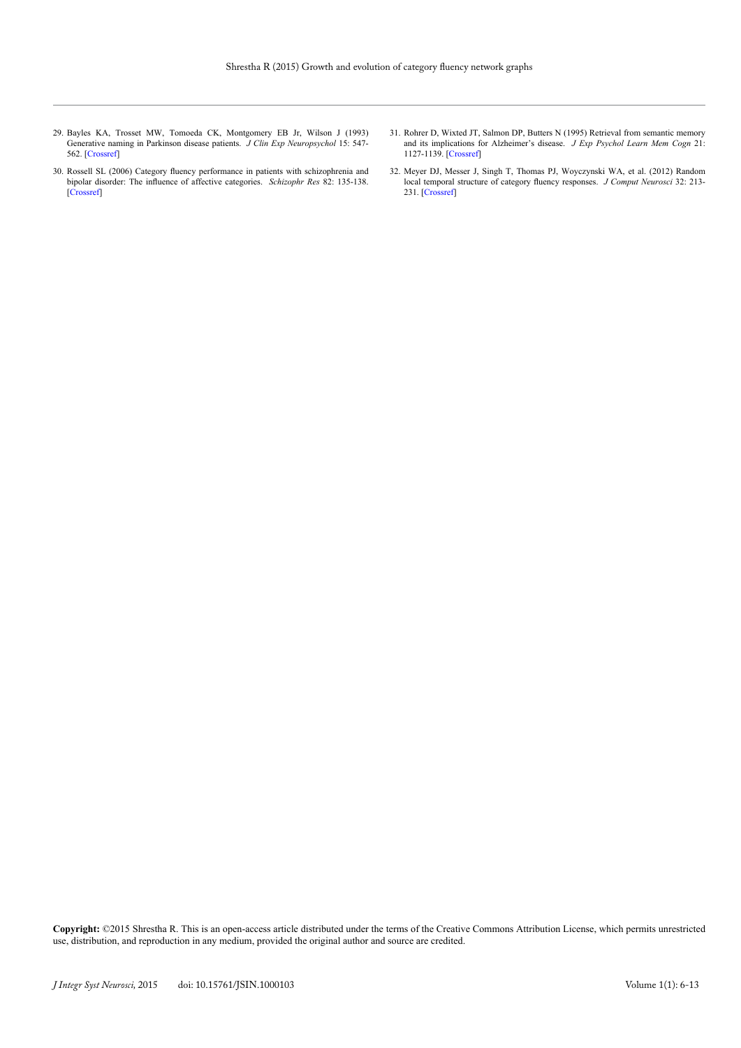29. Bayles KA, Trosset MW, Tomoeda CK, Montgomery EB Jr, Wilson J (1993) Generative naming in Parkinson disease patients. *J Clin Exp Neuropsychol* 15: 547-562. [Crossref]

30. Rossell SL (2006) Category fluency performance in patients with schizophrenia and bipolar disorder: The influence of affective categories. *Schizophr Res* 82: 135-138. [Crossref]

31. Rohrer D, Wixted JT, Salmon DP, Butters N (1995) Retrieval from semantic memory and its implications for Alzheimer's disease. *J Exp Psychol Learn Mem Cogn* 21: 1127-1139. [Crossref]

32. Meyer DJ, Messer J, Singh T, Thomas PJ, Woyczynski WA, et al. (2012) Random local temporal structure of category fluency responses. *J Comput Neurosci* 32: 213-231. [Crossref]

**Copyright:** ©2015 Shrestha R. This is an open-access article distributed under the terms of the Creative Commons Attribution License, which permits unrestricted use, distribution, and reproduction in any medium, provided the original author and source are credited.